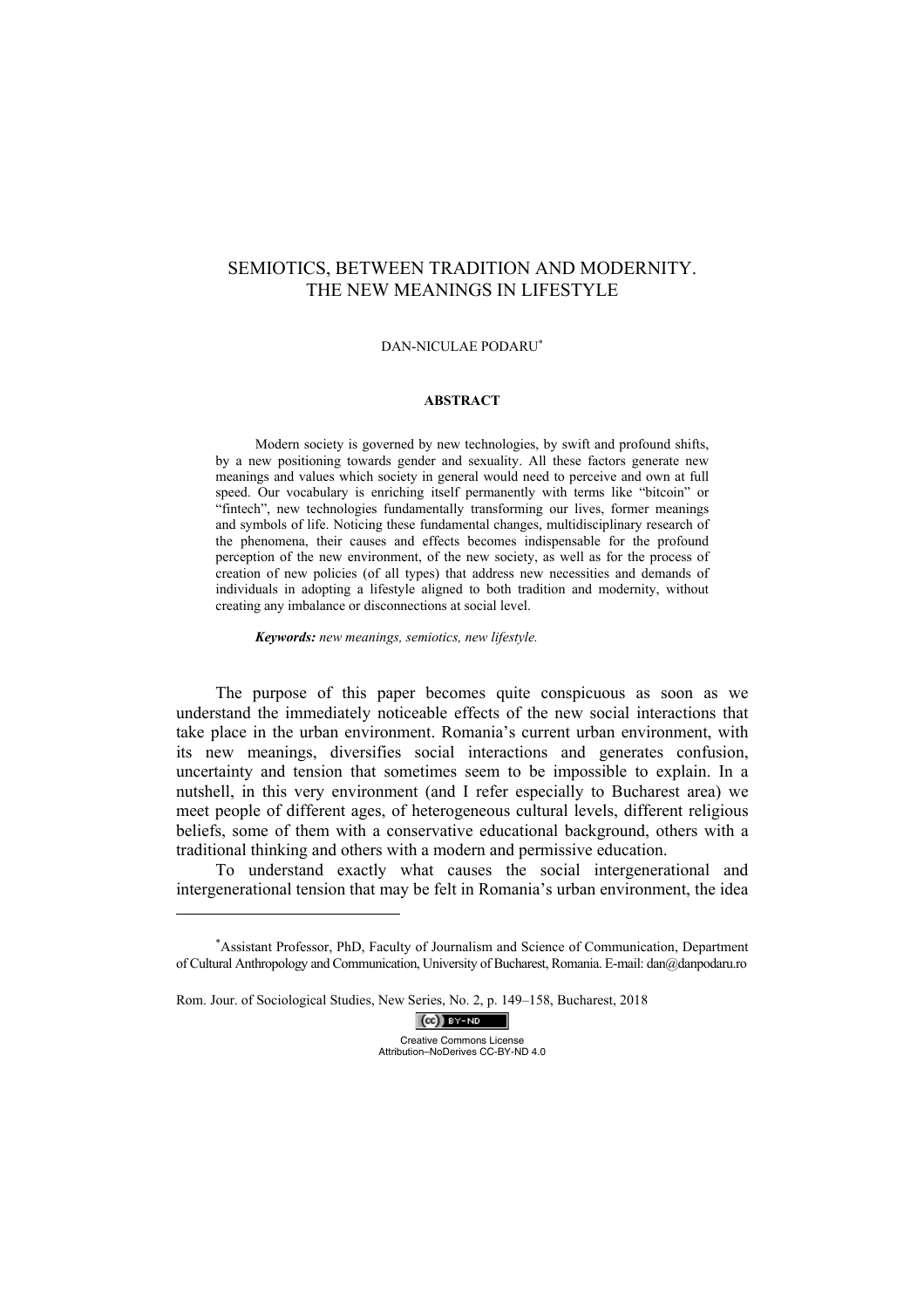# SEMIOTICS, BETWEEN TRADITION AND MODERNITY. THE NEW MEANINGS IN LIFESTYLE

DAN-NICULAE PODARU[*]

**ABSTRACT**

Modern society is governed by new technologies, by swift and profound shifts, by a new positioning towards gender and sexuality. All these factors generate new meanings and values which society in general would need to perceive and own at full speed. Our vocabulary is enriching itself permanently with terms like "bitcoin" or "fintech", new technologies fundamentally transforming our lives, former meanings and symbols of life. Noticing these fundamental changes, multidisciplinary research of the phenomena, their causes and effects becomes indispensable for the profound perception of the new environment, of the new society, as well as for the process of creation of new policies (of all types) that address new necessities and demands of individuals in adopting a lifestyle aligned to both tradition and modernity, without creating any imbalance or disconnections at social level.

***Keywords:*** *new meanings, semiotics, new lifestyle.*

The purpose of this paper becomes quite conspicuous as soon as we understand the immediately noticeable effects of the new social interactions that take place in the urban environment. Romania's current urban environment, with its new meanings, diversifies social interactions and generates confusion, uncertainty and tension that sometimes seem to be impossible to explain. In a nutshell, in this very environment (and I refer especially to Bucharest area) we meet people of different ages, of heterogeneous cultural levels, different religious beliefs, some of them with a conservative educational background, others with a traditional thinking and others with a modern and permissive education.

To understand exactly what causes the social intergenerational and intergenerational tension that may be felt in Romania's urban environment, the idea

[*] Assistant Professor, PhD, Faculty of Journalism and Science of Communication, Department of Cultural Anthropology and Communication, University of Bucharest, Romania. E-mail: dan@danpodaru.ro

Rom. Jour. of Sociological Studies, New Series, No. 2, p. 149–158, Bucharest, 2018

Creative Commons License Attribution–NoDerives CC-BY-ND 4.0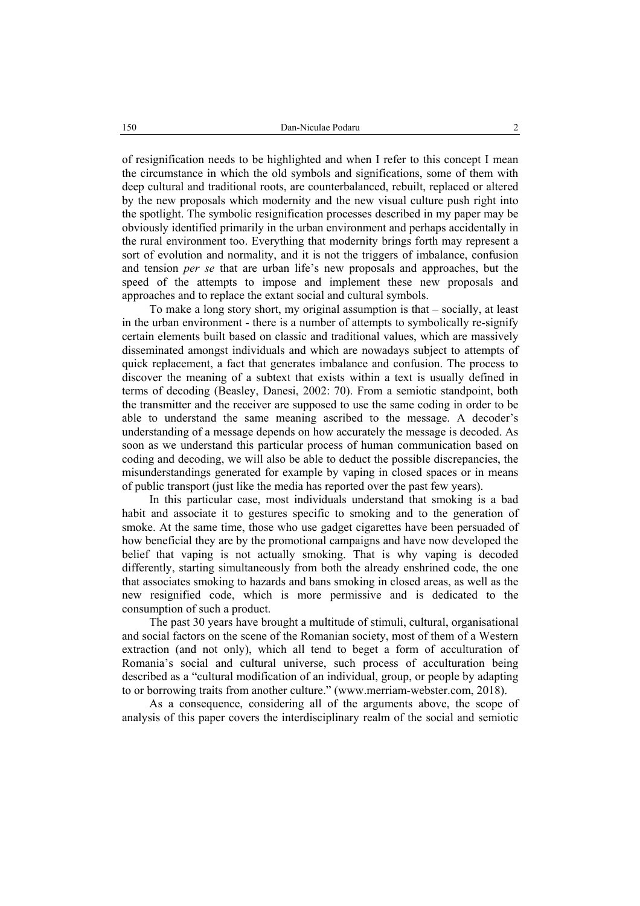of resignification needs to be highlighted and when I refer to this concept I mean the circumstance in which the old symbols and significations, some of them with deep cultural and traditional roots, are counterbalanced, rebuilt, replaced or altered by the new proposals which modernity and the new visual culture push right into the spotlight. The symbolic resignification processes described in my paper may be obviously identified primarily in the urban environment and perhaps accidentally in the rural environment too. Everything that modernity brings forth may represent a sort of evolution and normality, and it is not the triggers of imbalance, confusion and tension *per se* that are urban life's new proposals and approaches, but the speed of the attempts to impose and implement these new proposals and approaches and to replace the extant social and cultural symbols.

To make a long story short, my original assumption is that – socially, at least in the urban environment - there is a number of attempts to symbolically re-signify certain elements built based on classic and traditional values, which are massively disseminated amongst individuals and which are nowadays subject to attempts of quick replacement, a fact that generates imbalance and confusion. The process to discover the meaning of a subtext that exists within a text is usually defined in terms of decoding (Beasley, Danesi, 2002: 70). From a semiotic standpoint, both the transmitter and the receiver are supposed to use the same coding in order to be able to understand the same meaning ascribed to the message. A decoder's understanding of a message depends on how accurately the message is decoded. As soon as we understand this particular process of human communication based on coding and decoding, we will also be able to deduct the possible discrepancies, the misunderstandings generated for example by vaping in closed spaces or in means of public transport (just like the media has reported over the past few years).

In this particular case, most individuals understand that smoking is a bad habit and associate it to gestures specific to smoking and to the generation of smoke. At the same time, those who use gadget cigarettes have been persuaded of how beneficial they are by the promotional campaigns and have now developed the belief that vaping is not actually smoking. That is why vaping is decoded differently, starting simultaneously from both the already enshrined code, the one that associates smoking to hazards and bans smoking in closed areas, as well as the new resignified code, which is more permissive and is dedicated to the consumption of such a product.

The past 30 years have brought a multitude of stimuli, cultural, organisational and social factors on the scene of the Romanian society, most of them of a Western extraction (and not only), which all tend to beget a form of acculturation of Romania's social and cultural universe, such process of acculturation being described as a "cultural modification of an individual, group, or people by adapting to or borrowing traits from another culture." (www.merriam-webster.com, 2018).

As a consequence, considering all of the arguments above, the scope of analysis of this paper covers the interdisciplinary realm of the social and semiotic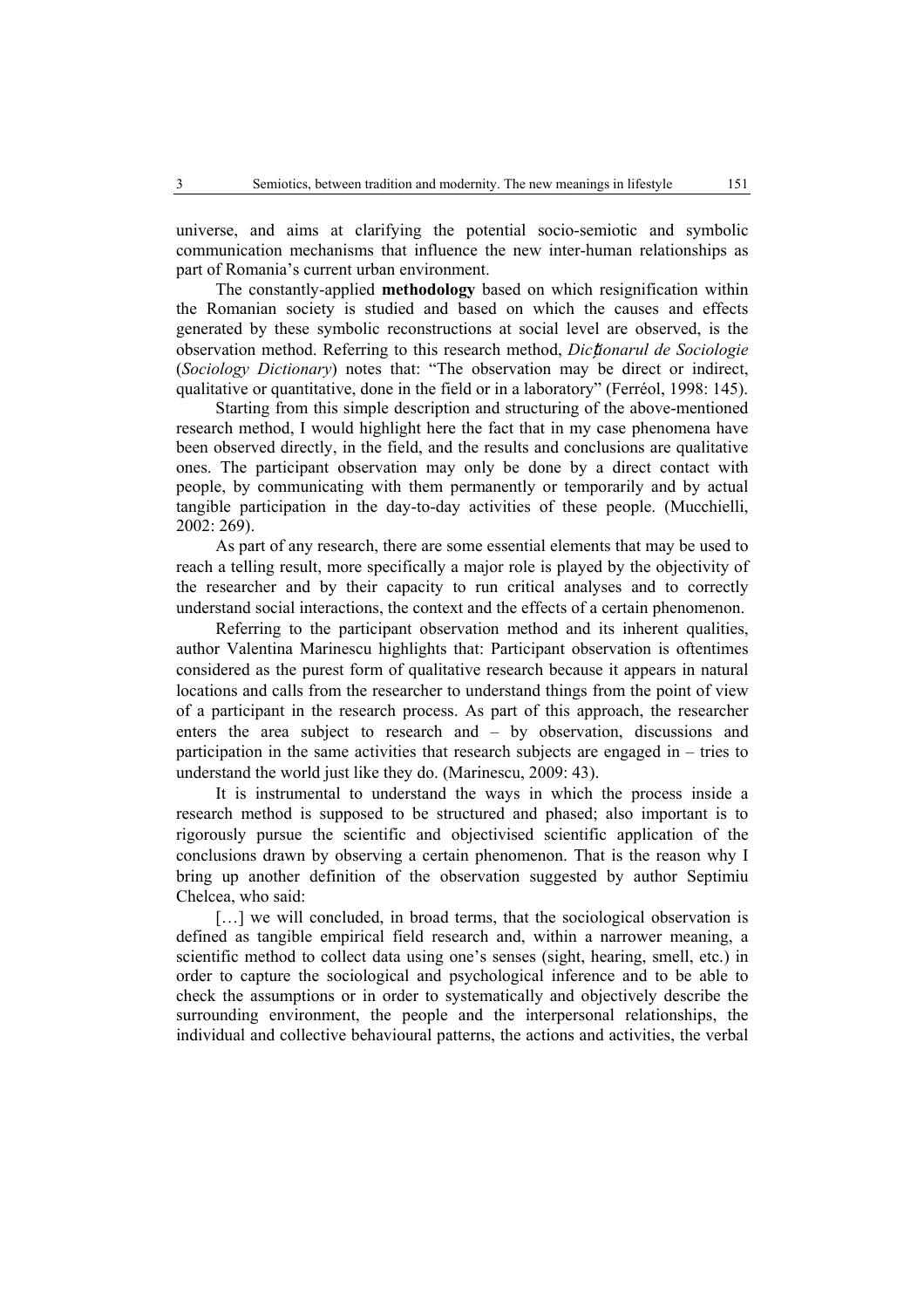universe, and aims at clarifying the potential socio-semiotic and symbolic communication mechanisms that influence the new inter-human relationships as part of Romania's current urban environment.

The constantly-applied **methodology** based on which resignification within the Romanian society is studied and based on which the causes and effects generated by these symbolic reconstructions at social level are observed, is the observation method. Referring to this research method, *Dicționarul de Sociologie* (*Sociology Dictionary*) notes that: "The observation may be direct or indirect, qualitative or quantitative, done in the field or in a laboratory" (Ferréol, 1998: 145).

Starting from this simple description and structuring of the above-mentioned research method, I would highlight here the fact that in my case phenomena have been observed directly, in the field, and the results and conclusions are qualitative ones. The participant observation may only be done by a direct contact with people, by communicating with them permanently or temporarily and by actual tangible participation in the day-to-day activities of these people. (Mucchielli, 2002: 269).

As part of any research, there are some essential elements that may be used to reach a telling result, more specifically a major role is played by the objectivity of the researcher and by their capacity to run critical analyses and to correctly understand social interactions, the context and the effects of a certain phenomenon.

Referring to the participant observation method and its inherent qualities, author Valentina Marinescu highlights that: Participant observation is oftentimes considered as the purest form of qualitative research because it appears in natural locations and calls from the researcher to understand things from the point of view of a participant in the research process. As part of this approach, the researcher enters the area subject to research and – by observation, discussions and participation in the same activities that research subjects are engaged in – tries to understand the world just like they do. (Marinescu, 2009: 43).

It is instrumental to understand the ways in which the process inside a research method is supposed to be structured and phased; also important is to rigorously pursue the scientific and objectivised scientific application of the conclusions drawn by observing a certain phenomenon. That is the reason why I bring up another definition of the observation suggested by author Septimiu Chelcea, who said:

[…] we will concluded, in broad terms, that the sociological observation is defined as tangible empirical field research and, within a narrower meaning, a scientific method to collect data using one's senses (sight, hearing, smell, etc.) in order to capture the sociological and psychological inference and to be able to check the assumptions or in order to systematically and objectively describe the surrounding environment, the people and the interpersonal relationships, the individual and collective behavioural patterns, the actions and activities, the verbal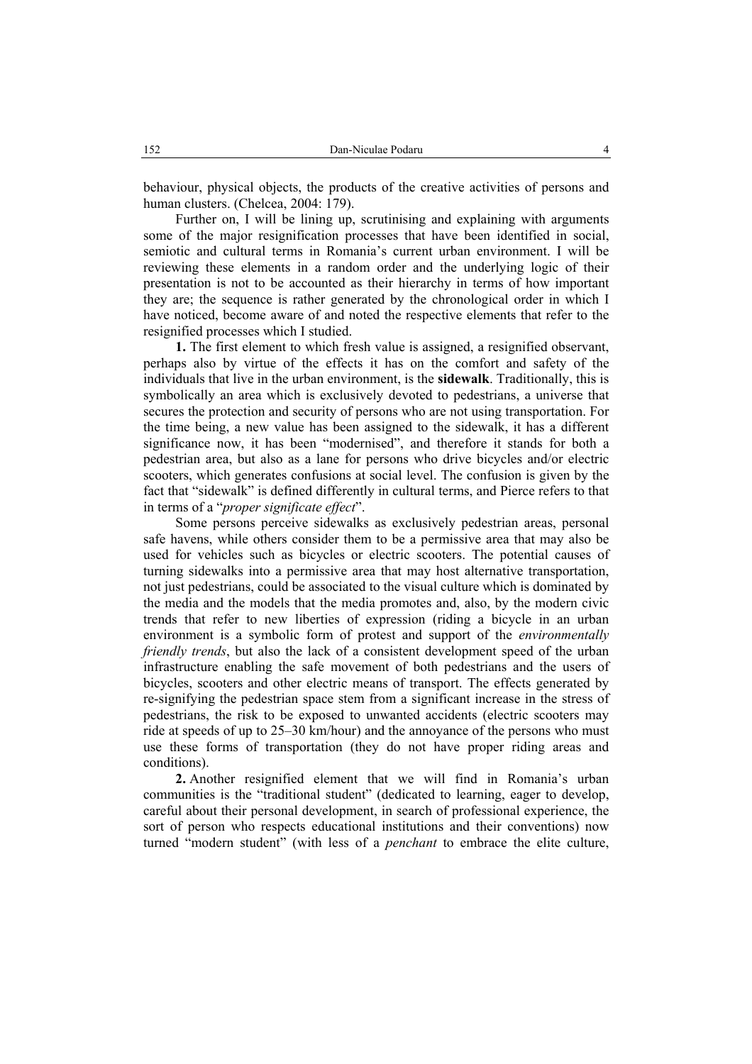behaviour, physical objects, the products of the creative activities of persons and human clusters. (Chelcea, 2004: 179).

Further on, I will be lining up, scrutinising and explaining with arguments some of the major resignification processes that have been identified in social, semiotic and cultural terms in Romania's current urban environment. I will be reviewing these elements in a random order and the underlying logic of their presentation is not to be accounted as their hierarchy in terms of how important they are; the sequence is rather generated by the chronological order in which I have noticed, become aware of and noted the respective elements that refer to the resignified processes which I studied.

**1.** The first element to which fresh value is assigned, a resignified observant, perhaps also by virtue of the effects it has on the comfort and safety of the individuals that live in the urban environment, is the **sidewalk**. Traditionally, this is symbolically an area which is exclusively devoted to pedestrians, a universe that secures the protection and security of persons who are not using transportation. For the time being, a new value has been assigned to the sidewalk, it has a different significance now, it has been "modernised", and therefore it stands for both a pedestrian area, but also as a lane for persons who drive bicycles and/or electric scooters, which generates confusions at social level. The confusion is given by the fact that "sidewalk" is defined differently in cultural terms, and Pierce refers to that in terms of a "*proper significate effect*".

Some persons perceive sidewalks as exclusively pedestrian areas, personal safe havens, while others consider them to be a permissive area that may also be used for vehicles such as bicycles or electric scooters. The potential causes of turning sidewalks into a permissive area that may host alternative transportation, not just pedestrians, could be associated to the visual culture which is dominated by the media and the models that the media promotes and, also, by the modern civic trends that refer to new liberties of expression (riding a bicycle in an urban environment is a symbolic form of protest and support of the *environmentally friendly trends*, but also the lack of a consistent development speed of the urban infrastructure enabling the safe movement of both pedestrians and the users of bicycles, scooters and other electric means of transport. The effects generated by re-signifying the pedestrian space stem from a significant increase in the stress of pedestrians, the risk to be exposed to unwanted accidents (electric scooters may ride at speeds of up to 25–30 km/hour) and the annoyance of the persons who must use these forms of transportation (they do not have proper riding areas and conditions).

**2.** Another resignified element that we will find in Romania's urban communities is the "traditional student" (dedicated to learning, eager to develop, careful about their personal development, in search of professional experience, the sort of person who respects educational institutions and their conventions) now turned "modern student" (with less of a *penchant* to embrace the elite culture,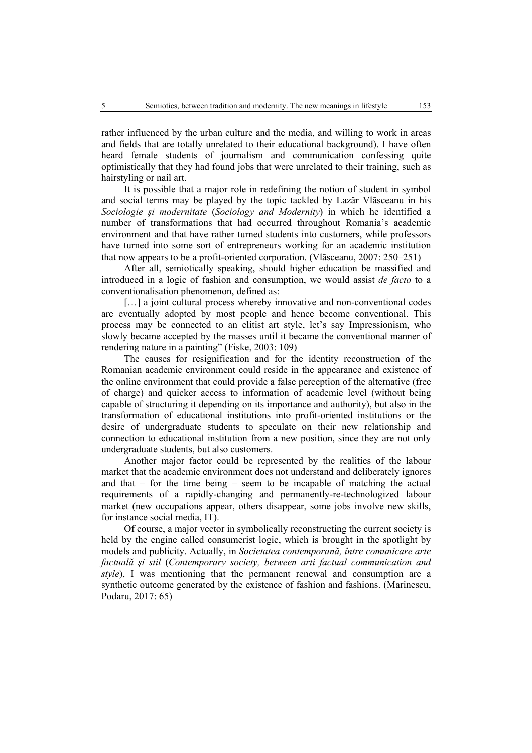rather influenced by the urban culture and the media, and willing to work in areas and fields that are totally unrelated to their educational background). I have often heard female students of journalism and communication confessing quite optimistically that they had found jobs that were unrelated to their training, such as hairstyling or nail art.

It is possible that a major role in redefining the notion of student in symbol and social terms may be played by the topic tackled by Lazăr Vlăsceanu in his *Sociologie şi modernitate* (*Sociology and Modernity*) in which he identified a number of transformations that had occurred throughout Romania's academic environment and that have rather turned students into customers, while professors have turned into some sort of entrepreneurs working for an academic institution that now appears to be a profit-oriented corporation. (Vlăsceanu, 2007: 250–251)

After all, semiotically speaking, should higher education be massified and introduced in a logic of fashion and consumption, we would assist *de facto* to a conventionalisation phenomenon, defined as:

[…] a joint cultural process whereby innovative and non-conventional codes are eventually adopted by most people and hence become conventional. This process may be connected to an elitist art style, let's say Impressionism, who slowly became accepted by the masses until it became the conventional manner of rendering nature in a painting" (Fiske, 2003: 109)

The causes for resignification and for the identity reconstruction of the Romanian academic environment could reside in the appearance and existence of the online environment that could provide a false perception of the alternative (free of charge) and quicker access to information of academic level (without being capable of structuring it depending on its importance and authority), but also in the transformation of educational institutions into profit-oriented institutions or the desire of undergraduate students to speculate on their new relationship and connection to educational institution from a new position, since they are not only undergraduate students, but also customers.

Another major factor could be represented by the realities of the labour market that the academic environment does not understand and deliberately ignores and that – for the time being – seem to be incapable of matching the actual requirements of a rapidly-changing and permanently-re-technologized labour market (new occupations appear, others disappear, some jobs involve new skills, for instance social media, IT).

Of course, a major vector in symbolically reconstructing the current society is held by the engine called consumerist logic, which is brought in the spotlight by models and publicity. Actually, in *Societatea contemporană, între comunicare arte factuală şi stil* (*Contemporary society, between arti factual communication and style*), I was mentioning that the permanent renewal and consumption are a synthetic outcome generated by the existence of fashion and fashions. (Marinescu, Podaru, 2017: 65)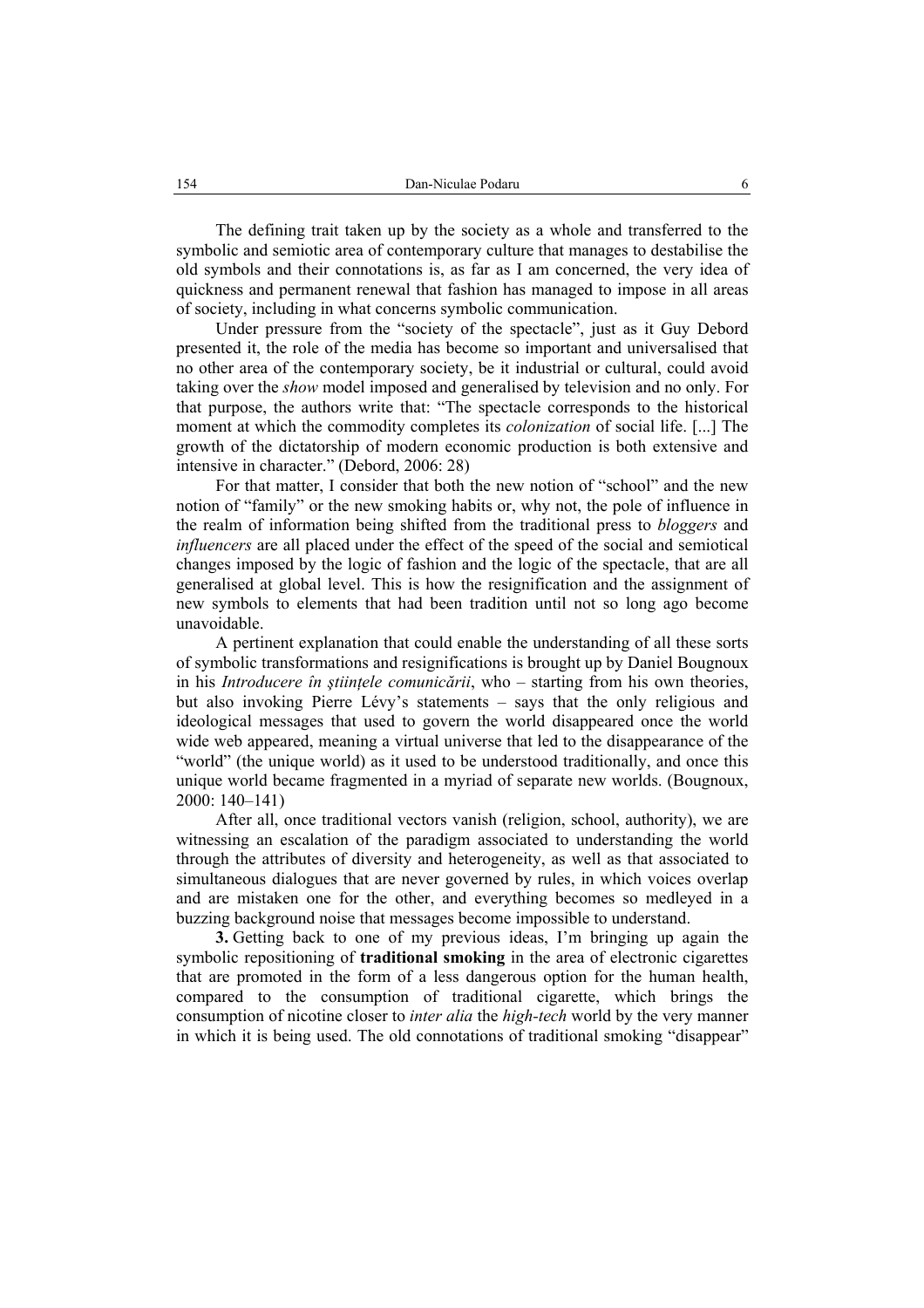The defining trait taken up by the society as a whole and transferred to the symbolic and semiotic area of contemporary culture that manages to destabilise the old symbols and their connotations is, as far as I am concerned, the very idea of quickness and permanent renewal that fashion has managed to impose in all areas of society, including in what concerns symbolic communication.

Under pressure from the "society of the spectacle", just as it Guy Debord presented it, the role of the media has become so important and universalised that no other area of the contemporary society, be it industrial or cultural, could avoid taking over the *show* model imposed and generalised by television and no only. For that purpose, the authors write that: "The spectacle corresponds to the historical moment at which the commodity completes its *colonization* of social life. [...] The growth of the dictatorship of modern economic production is both extensive and intensive in character." (Debord, 2006: 28)

For that matter, I consider that both the new notion of "school" and the new notion of "family" or the new smoking habits or, why not, the pole of influence in the realm of information being shifted from the traditional press to *bloggers* and *influencers* are all placed under the effect of the speed of the social and semiotical changes imposed by the logic of fashion and the logic of the spectacle, that are all generalised at global level. This is how the resignification and the assignment of new symbols to elements that had been tradition until not so long ago become unavoidable.

A pertinent explanation that could enable the understanding of all these sorts of symbolic transformations and resignifications is brought up by Daniel Bougnoux in his *Introducere în ştiinţele comunicării*, who – starting from his own theories, but also invoking Pierre Lévy's statements – says that the only religious and ideological messages that used to govern the world disappeared once the world wide web appeared, meaning a virtual universe that led to the disappearance of the "world" (the unique world) as it used to be understood traditionally, and once this unique world became fragmented in a myriad of separate new worlds. (Bougnoux, 2000: 140–141)

After all, once traditional vectors vanish (religion, school, authority), we are witnessing an escalation of the paradigm associated to understanding the world through the attributes of diversity and heterogeneity, as well as that associated to simultaneous dialogues that are never governed by rules, in which voices overlap and are mistaken one for the other, and everything becomes so medleyed in a buzzing background noise that messages become impossible to understand.

**3.** Getting back to one of my previous ideas, I'm bringing up again the symbolic repositioning of **traditional smoking** in the area of electronic cigarettes that are promoted in the form of a less dangerous option for the human health, compared to the consumption of traditional cigarette, which brings the consumption of nicotine closer to *inter alia* the *high-tech* world by the very manner in which it is being used. The old connotations of traditional smoking "disappear"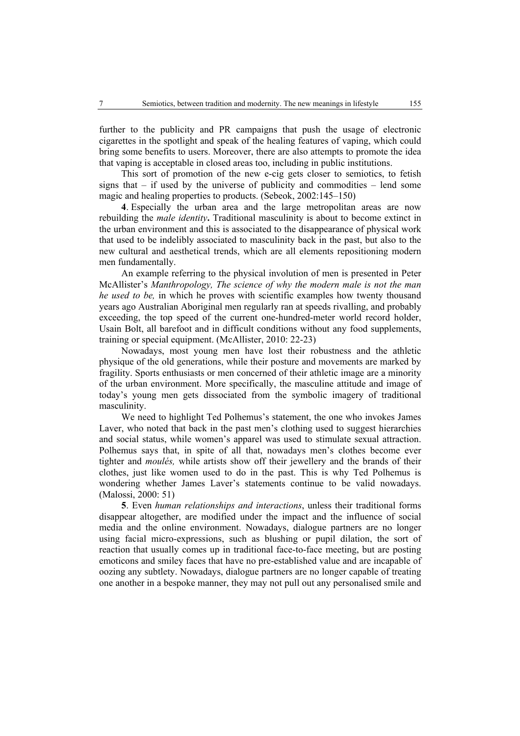further to the publicity and PR campaigns that push the usage of electronic cigarettes in the spotlight and speak of the healing features of vaping, which could bring some benefits to users. Moreover, there are also attempts to promote the idea that vaping is acceptable in closed areas too, including in public institutions.

This sort of promotion of the new e-cig gets closer to semiotics, to fetish signs that – if used by the universe of publicity and commodities – lend some magic and healing properties to products. (Sebeok, 2002:145–150)

**4**. Especially the urban area and the large metropolitan areas are now rebuilding the *male identity***.** Traditional masculinity is about to become extinct in the urban environment and this is associated to the disappearance of physical work that used to be indelibly associated to masculinity back in the past, but also to the new cultural and aesthetical trends, which are all elements repositioning modern men fundamentally.

An example referring to the physical involution of men is presented in Peter McAllister's *Manthropology, The science of why the modern male is not the man he used to be,* in which he proves with scientific examples how twenty thousand years ago Australian Aboriginal men regularly ran at speeds rivalling, and probably exceeding, the top speed of the current one-hundred-meter world record holder, Usain Bolt, all barefoot and in difficult conditions without any food supplements, training or special equipment. (McAllister, 2010: 22-23)

Nowadays, most young men have lost their robustness and the athletic physique of the old generations, while their posture and movements are marked by fragility. Sports enthusiasts or men concerned of their athletic image are a minority of the urban environment. More specifically, the masculine attitude and image of today's young men gets dissociated from the symbolic imagery of traditional masculinity.

We need to highlight Ted Polhemus's statement, the one who invokes James Laver, who noted that back in the past men's clothing used to suggest hierarchies and social status, while women's apparel was used to stimulate sexual attraction. Polhemus says that, in spite of all that, nowadays men's clothes become ever tighter and *moulés,* while artists show off their jewellery and the brands of their clothes, just like women used to do in the past. This is why Ted Polhemus is wondering whether James Laver's statements continue to be valid nowadays. (Malossi, 2000: 51)

**5**. Even *human relationships and interactions*, unless their traditional forms disappear altogether, are modified under the impact and the influence of social media and the online environment. Nowadays, dialogue partners are no longer using facial micro-expressions, such as blushing or pupil dilation, the sort of reaction that usually comes up in traditional face-to-face meeting, but are posting emoticons and smiley faces that have no pre-established value and are incapable of oozing any subtlety. Nowadays, dialogue partners are no longer capable of treating one another in a bespoke manner, they may not pull out any personalised smile and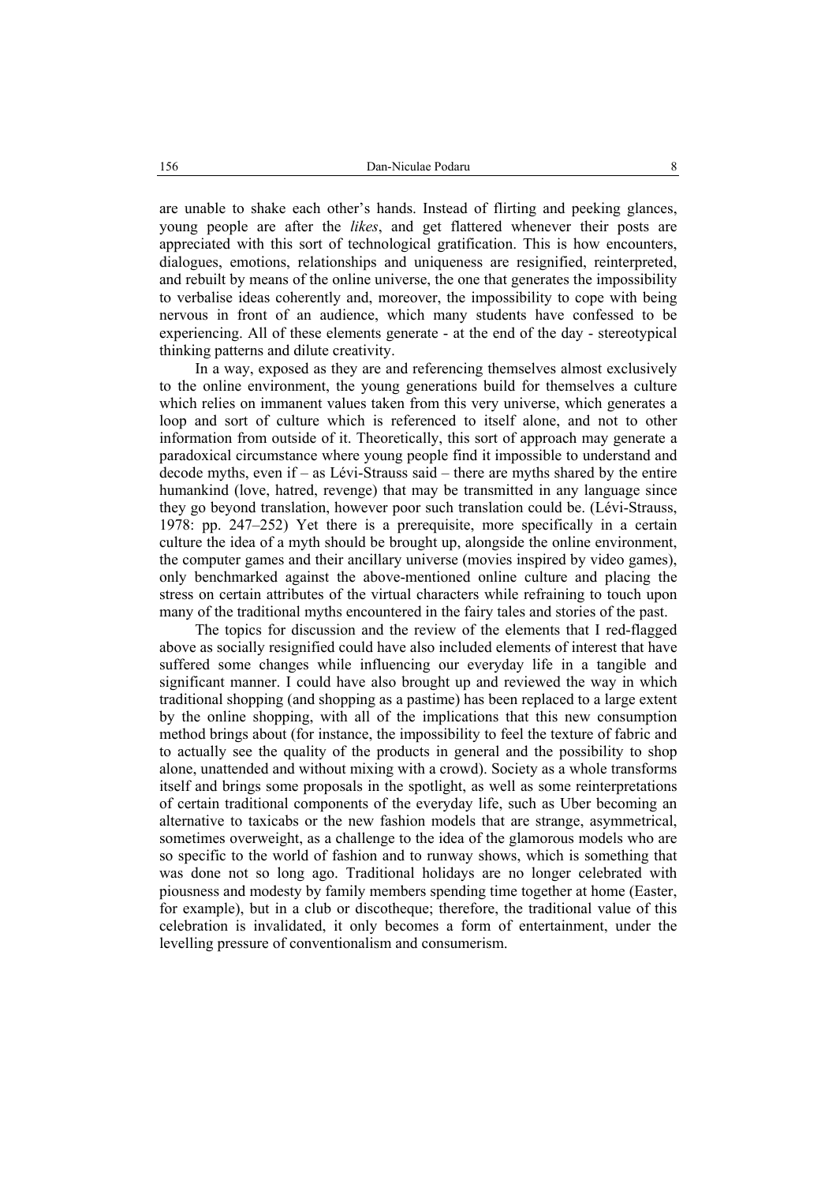are unable to shake each other's hands. Instead of flirting and peeking glances, young people are after the *likes*, and get flattered whenever their posts are appreciated with this sort of technological gratification. This is how encounters, dialogues, emotions, relationships and uniqueness are resignified, reinterpreted, and rebuilt by means of the online universe, the one that generates the impossibility to verbalise ideas coherently and, moreover, the impossibility to cope with being nervous in front of an audience, which many students have confessed to be experiencing. All of these elements generate - at the end of the day - stereotypical thinking patterns and dilute creativity.

In a way, exposed as they are and referencing themselves almost exclusively to the online environment, the young generations build for themselves a culture which relies on immanent values taken from this very universe, which generates a loop and sort of culture which is referenced to itself alone, and not to other information from outside of it. Theoretically, this sort of approach may generate a paradoxical circumstance where young people find it impossible to understand and decode myths, even if – as Lévi-Strauss said – there are myths shared by the entire humankind (love, hatred, revenge) that may be transmitted in any language since they go beyond translation, however poor such translation could be. (Lévi-Strauss, 1978: pp. 247–252) Yet there is a prerequisite, more specifically in a certain culture the idea of a myth should be brought up, alongside the online environment, the computer games and their ancillary universe (movies inspired by video games), only benchmarked against the above-mentioned online culture and placing the stress on certain attributes of the virtual characters while refraining to touch upon many of the traditional myths encountered in the fairy tales and stories of the past.

The topics for discussion and the review of the elements that I red-flagged above as socially resignified could have also included elements of interest that have suffered some changes while influencing our everyday life in a tangible and significant manner. I could have also brought up and reviewed the way in which traditional shopping (and shopping as a pastime) has been replaced to a large extent by the online shopping, with all of the implications that this new consumption method brings about (for instance, the impossibility to feel the texture of fabric and to actually see the quality of the products in general and the possibility to shop alone, unattended and without mixing with a crowd). Society as a whole transforms itself and brings some proposals in the spotlight, as well as some reinterpretations of certain traditional components of the everyday life, such as Uber becoming an alternative to taxicabs or the new fashion models that are strange, asymmetrical, sometimes overweight, as a challenge to the idea of the glamorous models who are so specific to the world of fashion and to runway shows, which is something that was done not so long ago. Traditional holidays are no longer celebrated with piousness and modesty by family members spending time together at home (Easter, for example), but in a club or discotheque; therefore, the traditional value of this celebration is invalidated, it only becomes a form of entertainment, under the levelling pressure of conventionalism and consumerism.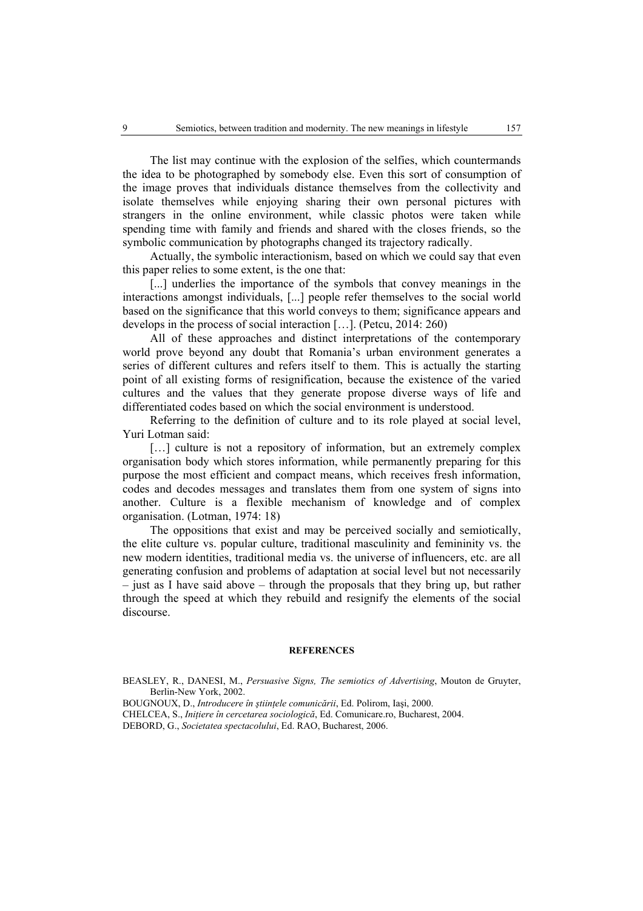The list may continue with the explosion of the selfies, which countermands the idea to be photographed by somebody else. Even this sort of consumption of the image proves that individuals distance themselves from the collectivity and isolate themselves while enjoying sharing their own personal pictures with strangers in the online environment, while classic photos were taken while spending time with family and friends and shared with the closes friends, so the symbolic communication by photographs changed its trajectory radically.

Actually, the symbolic interactionism, based on which we could say that even this paper relies to some extent, is the one that:

> [...] underlies the importance of the symbols that convey meanings in the interactions amongst individuals, [...] people refer themselves to the social world based on the significance that this world conveys to them; significance appears and develops in the process of social interaction […]. (Petcu, 2014: 260)

All of these approaches and distinct interpretations of the contemporary world prove beyond any doubt that Romania's urban environment generates a series of different cultures and refers itself to them. This is actually the starting point of all existing forms of resignification, because the existence of the varied cultures and the values that they generate propose diverse ways of life and differentiated codes based on which the social environment is understood.

Referring to the definition of culture and to its role played at social level, Yuri Lotman said:

> […] culture is not a repository of information, but an extremely complex organisation body which stores information, while permanently preparing for this purpose the most efficient and compact means, which receives fresh information, codes and decodes messages and translates them from one system of signs into another. Culture is a flexible mechanism of knowledge and of complex organisation. (Lotman, 1974: 18)

The oppositions that exist and may be perceived socially and semiotically, the elite culture vs. popular culture, traditional masculinity and femininity vs. the new modern identities, traditional media vs. the universe of influencers, etc. are all generating confusion and problems of adaptation at social level but not necessarily – just as I have said above – through the proposals that they bring up, but rather through the speed at which they rebuild and resignify the elements of the social discourse.

## REFERENCES

BEASLEY, R., DANESI, M., *Persuasive Signs, The semiotics of Advertising*, Mouton de Gruyter, Berlin-New York, 2002.

BOUGNOUX, D., *Introducere în ştiinţele comunicării*, Ed. Polirom, Iaşi, 2000.

CHELCEA, S., *Iniţiere în cercetarea sociologică*, Ed. Comunicare.ro, Bucharest, 2004.

DEBORD, G., *Societatea spectacolului*, Ed. RAO, Bucharest, 2006.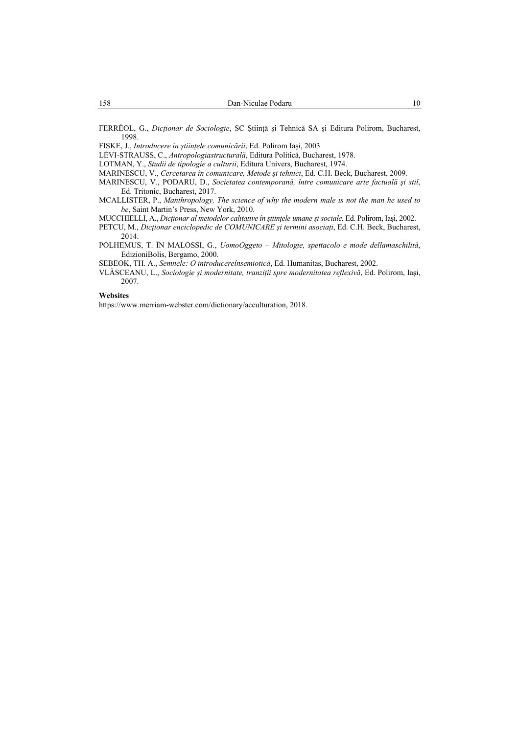FERRÉOL, G., *Dicționar de Sociologie*, SC Ştiinţă şi Tehnică SA şi Editura Polirom, Bucharest, 1998.

FISKE, J., *Introducere în științele comunicării*, Ed. Polirom Iaşi, 2003

LÉVI-STRAUSS, C., *Antropologiastructurală*, Editura Politică, Bucharest, 1978.

LOTMAN, Y., *Studii de tipologie a culturii*, Editura Univers, Bucharest, 1974.

MARINESCU, V., *Cercetarea în comunicare, Metode şi tehnici*, Ed. C.H. Beck, Bucharest, 2009.

MARINESCU, V., PODARU, D., *Societatea contemporană, între comunicare arte factuală şi stil*, Ed. Tritonic, Bucharest, 2017.

MCALLISTER, P., *Manthropology, The science of why the modern male is not the man he used to be*, Saint Martin's Press, New York, 2010.

MUCCHIELLI, A., *Dicționar al metodelor calitative în științele umane şi sociale*, Ed. Polirom, Iaşi, 2002.

PETCU, M., *Dicționar enciclopedic de COMUNICARE şi termini asociați*, Ed. C.H. Beck, Bucharest, 2014.

POLHEMUS, T. ÎN MALOSSI, G., *UomoOggeto – Mitologie, spettacolo e mode dellamaschilità*, EdizioniBolis, Bergamo, 2000.

SEBEOK, TH. A., *Semnele: O introducereînsemiotică*, Ed. Humanitas, Bucharest, 2002.

VLĂSCEANU, L., *Sociologie şi modernitate, tranziții spre modernitatea reflexivă*, Ed. Polirom, Iaşi, 2007.

**Websites**

https://www.merriam-webster.com/dictionary/acculturation, 2018.